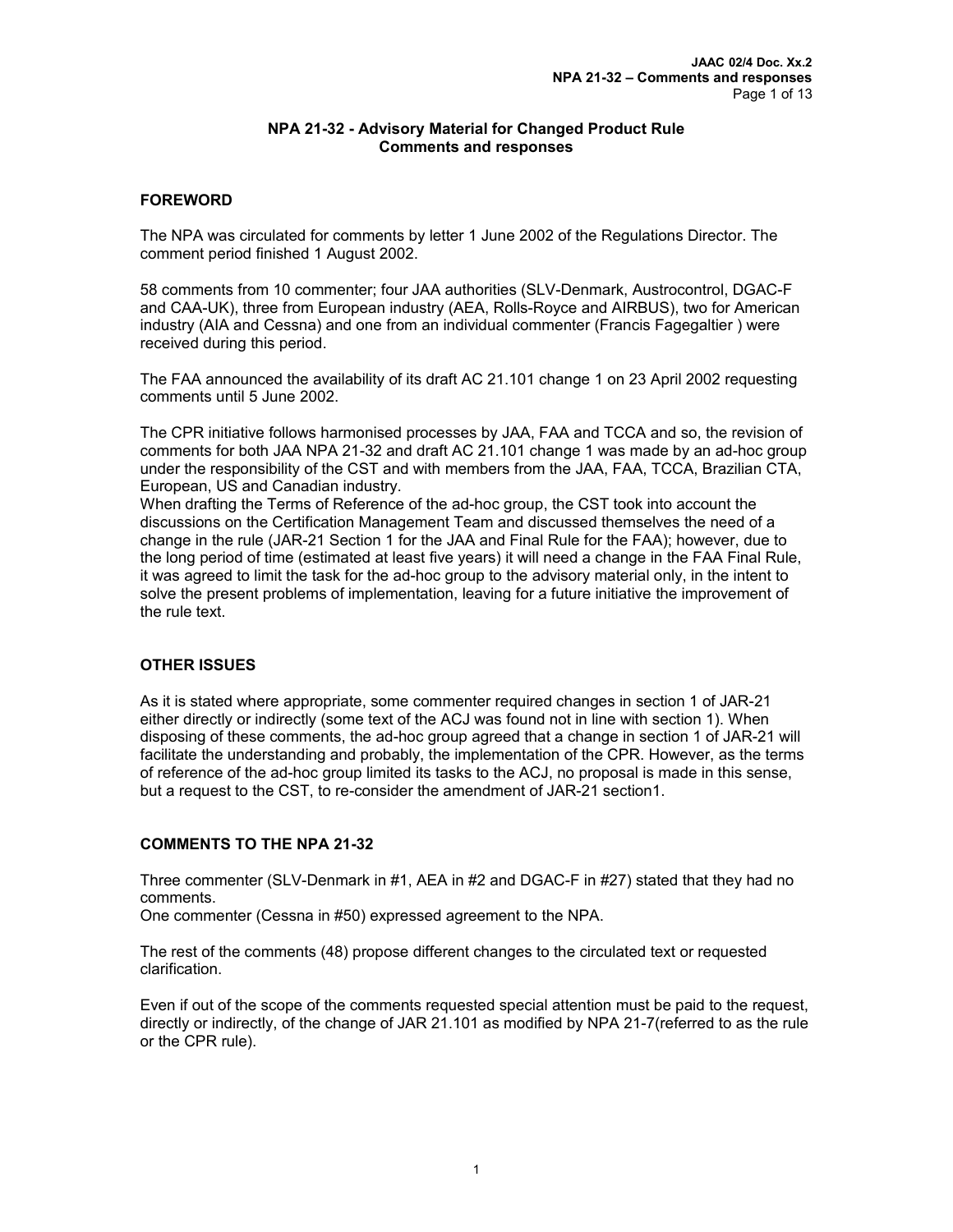## NPA 21-32 - Advisory Material for Changed Product Rule
## Comments and responses

### FOREWORD

The NPA was circulated for comments by letter 1 June 2002 of the Regulations Director. The comment period finished 1 August 2002.

58 comments from 10 commenter; four JAA authorities (SLV-Denmark, Austrocontrol, DGAC-F and CAA-UK), three from European industry (AEA, Rolls-Royce and AIRBUS), two for American industry (AIA and Cessna) and one from an individual commenter (Francis Fagegaltier ) were received during this period.

The FAA announced the availability of its draft AC 21.101 change 1 on 23 April 2002 requesting comments until 5 June 2002.

The CPR initiative follows harmonised processes by JAA, FAA and TCCA and so, the revision of comments for both JAA NPA 21-32 and draft AC 21.101 change 1 was made by an ad-hoc group under the responsibility of the CST and with members from the JAA, FAA, TCCA, Brazilian CTA, European, US and Canadian industry.
When drafting the Terms of Reference of the ad-hoc group, the CST took into account the discussions on the Certification Management Team and discussed themselves the need of a change in the rule (JAR-21 Section 1 for the JAA and Final Rule for the FAA); however, due to the long period of time (estimated at least five years) it will need a change in the FAA Final Rule, it was agreed to limit the task for the ad-hoc group to the advisory material only, in the intent to solve the present problems of implementation, leaving for a future initiative the improvement of the rule text.

### OTHER ISSUES

As it is stated where appropriate, some commenter required changes in section 1 of JAR-21 either directly or indirectly (some text of the ACJ was found not in line with section 1). When disposing of these comments, the ad-hoc group agreed that a change in section 1 of JAR-21 will facilitate the understanding and probably, the implementation of the CPR. However, as the terms of reference of the ad-hoc group limited its tasks to the ACJ, no proposal is made in this sense, but a request to the CST, to re-consider the amendment of JAR-21 section1.

### COMMENTS TO THE NPA 21-32

Three commenter (SLV-Denmark in #1, AEA in #2 and DGAC-F in #27) stated that they had no comments.
One commenter (Cessna in #50) expressed agreement to the NPA.

The rest of the comments (48) propose different changes to the circulated text or requested clarification.

Even if out of the scope of the comments requested special attention must be paid to the request, directly or indirectly, of the change of JAR 21.101 as modified by NPA 21-7(referred to as the rule or the CPR rule).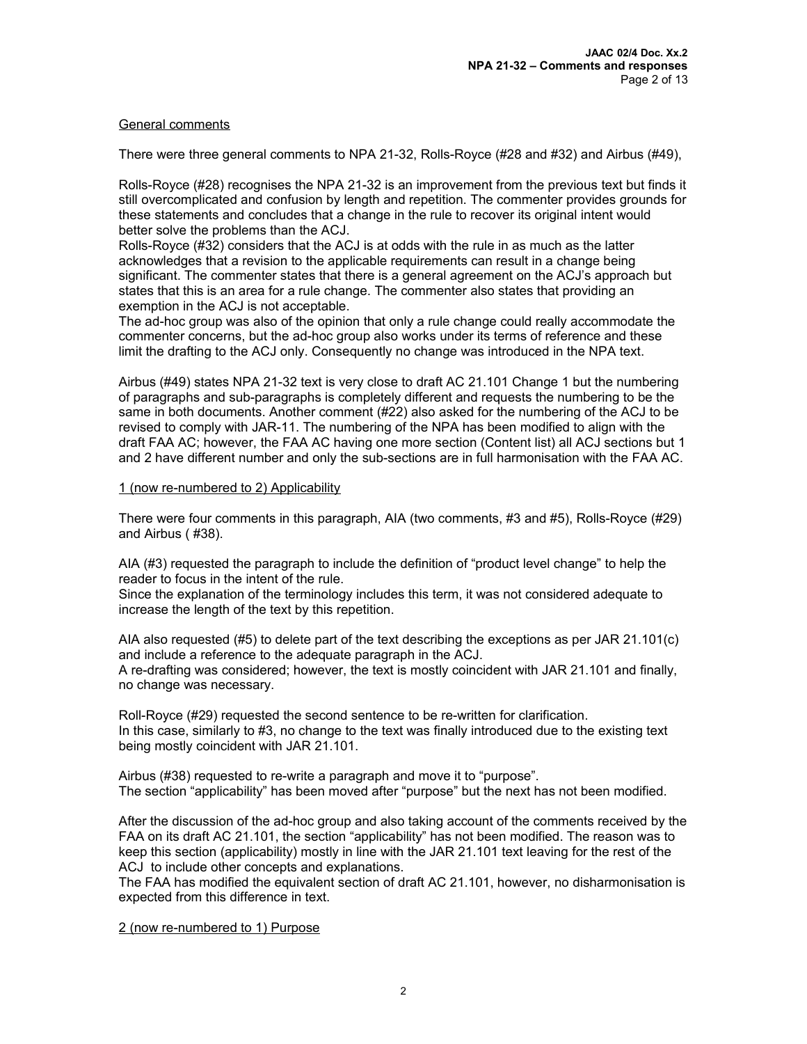<u>General comments</u>

There were three general comments to NPA 21-32, Rolls-Royce (#28 and #32) and Airbus (#49),

Rolls-Royce (#28) recognises the NPA 21-32 is an improvement from the previous text but finds it still overcomplicated and confusion by length and repetition. The commenter provides grounds for these statements and concludes that a change in the rule to recover its original intent would better solve the problems than the ACJ.

Rolls-Royce (#32) considers that the ACJ is at odds with the rule in as much as the latter acknowledges that a revision to the applicable requirements can result in a change being significant. The commenter states that there is a general agreement on the ACJ's approach but states that this is an area for a rule change. The commenter also states that providing an exemption in the ACJ is not acceptable.

The ad-hoc group was also of the opinion that only a rule change could really accommodate the commenter concerns, but the ad-hoc group also works under its terms of reference and these limit the drafting to the ACJ only. Consequently no change was introduced in the NPA text.

Airbus (#49) states NPA 21-32 text is very close to draft AC 21.101 Change 1 but the numbering of paragraphs and sub-paragraphs is completely different and requests the numbering to be the same in both documents. Another comment (#22) also asked for the numbering of the ACJ to be revised to comply with JAR-11. The numbering of the NPA has been modified to align with the draft FAA AC; however, the FAA AC having one more section (Content list) all ACJ sections but 1 and 2 have different number and only the sub-sections are in full harmonisation with the FAA AC.

<u>1 (now re-numbered to 2) Applicability</u>

There were four comments in this paragraph, AIA (two comments, #3 and #5), Rolls-Royce (#29) and Airbus ( #38).

AIA (#3) requested the paragraph to include the definition of "product level change" to help the reader to focus in the intent of the rule.

Since the explanation of the terminology includes this term, it was not considered adequate to increase the length of the text by this repetition.

AIA also requested (#5) to delete part of the text describing the exceptions as per JAR 21.101(c) and include a reference to the adequate paragraph in the ACJ.

A re-drafting was considered; however, the text is mostly coincident with JAR 21.101 and finally, no change was necessary.

Roll-Royce (#29) requested the second sentence to be re-written for clarification.

In this case, similarly to #3, no change to the text was finally introduced due to the existing text being mostly coincident with JAR 21.101.

Airbus (#38) requested to re-write a paragraph and move it to "purpose".

The section "applicability" has been moved after "purpose" but the next has not been modified.

After the discussion of the ad-hoc group and also taking account of the comments received by the FAA on its draft AC 21.101, the section "applicability" has not been modified. The reason was to keep this section (applicability) mostly in line with the JAR 21.101 text leaving for the rest of the ACJ to include other concepts and explanations.

The FAA has modified the equivalent section of draft AC 21.101, however, no disharmonisation is expected from this difference in text.

<u>2 (now re-numbered to 1) Purpose</u>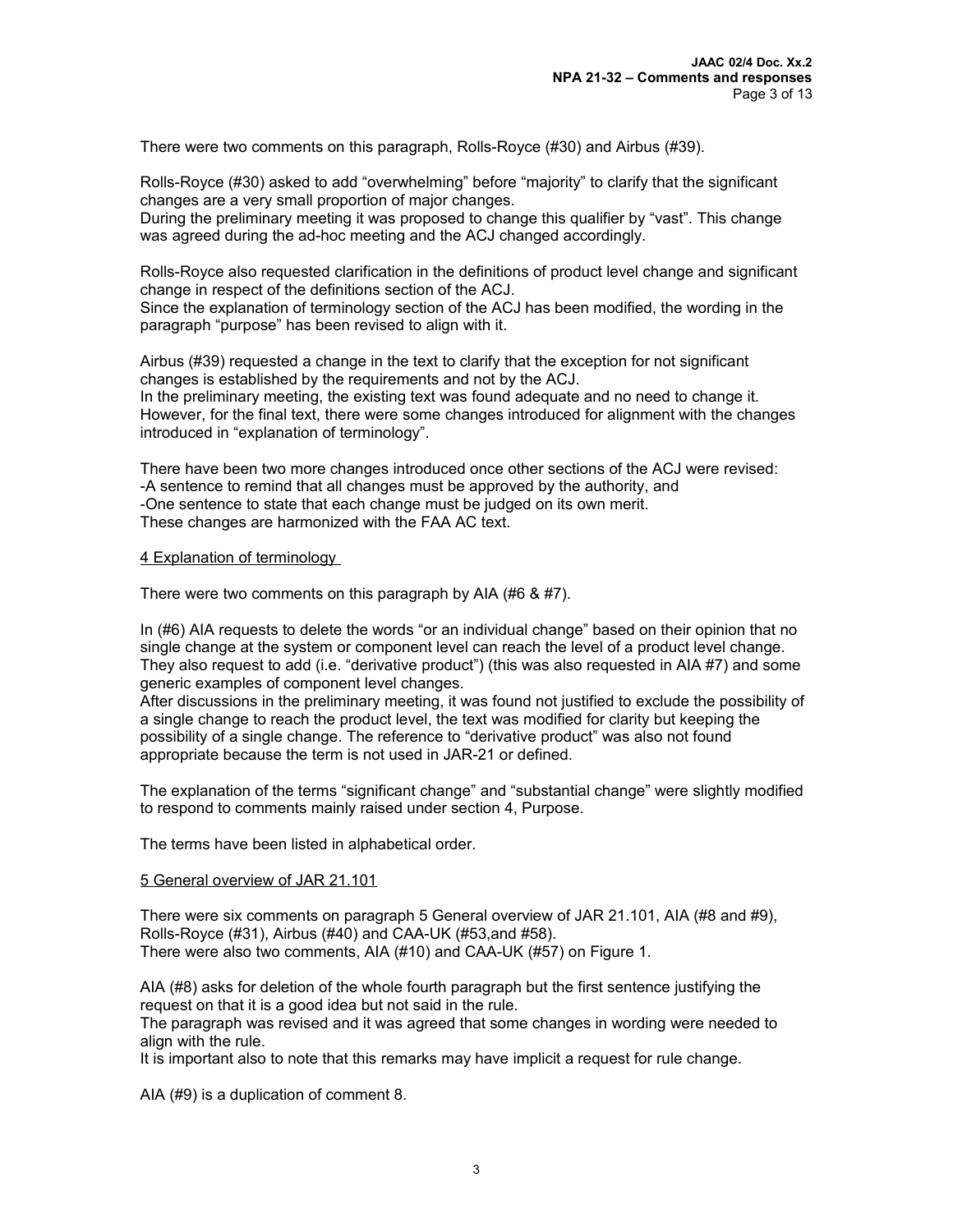There were two comments on this paragraph, Rolls-Royce (#30) and Airbus (#39).

Rolls-Royce (#30) asked to add "overwhelming" before "majority" to clarify that the significant changes are a very small proportion of major changes.
During the preliminary meeting it was proposed to change this qualifier by "vast". This change was agreed during the ad-hoc meeting and the ACJ changed accordingly.

Rolls-Royce also requested clarification in the definitions of product level change and significant change in respect of the definitions section of the ACJ.
Since the explanation of terminology section of the ACJ has been modified, the wording in the paragraph "purpose" has been revised to align with it.

Airbus (#39) requested a change in the text to clarify that the exception for not significant changes is established by the requirements and not by the ACJ.
In the preliminary meeting, the existing text was found adequate and no need to change it. However, for the final text, there were some changes introduced for alignment with the changes introduced in "explanation of terminology".

There have been two more changes introduced once other sections of the ACJ were revised:
-A sentence to remind that all changes must be approved by the authority, and
-One sentence to state that each change must be judged on its own merit.
These changes are harmonized with the FAA AC text.

## 4 Explanation of terminology

There were two comments on this paragraph by AIA (#6 & #7).

In (#6) AIA requests to delete the words "or an individual change" based on their opinion that no single change at the system or component level can reach the level of a product level change. They also request to add (i.e. "derivative product") (this was also requested in AIA #7) and some generic examples of component level changes.
After discussions in the preliminary meeting, it was found not justified to exclude the possibility of a single change to reach the product level, the text was modified for clarity but keeping the possibility of a single change. The reference to "derivative product" was also not found appropriate because the term is not used in JAR-21 or defined.

The explanation of the terms "significant change" and "substantial change" were slightly modified to respond to comments mainly raised under section 4, Purpose.

The terms have been listed in alphabetical order.

## 5 General overview of JAR 21.101

There were six comments on paragraph 5 General overview of JAR 21.101, AIA (#8 and #9), Rolls-Royce (#31), Airbus (#40) and CAA-UK (#53,and #58).
There were also two comments, AIA (#10) and CAA-UK (#57) on Figure 1.

AIA (#8) asks for deletion of the whole fourth paragraph but the first sentence justifying the request on that it is a good idea but not said in the rule.
The paragraph was revised and it was agreed that some changes in wording were needed to align with the rule.
It is important also to note that this remarks may have implicit a request for rule change.

AIA (#9) is a duplication of comment 8.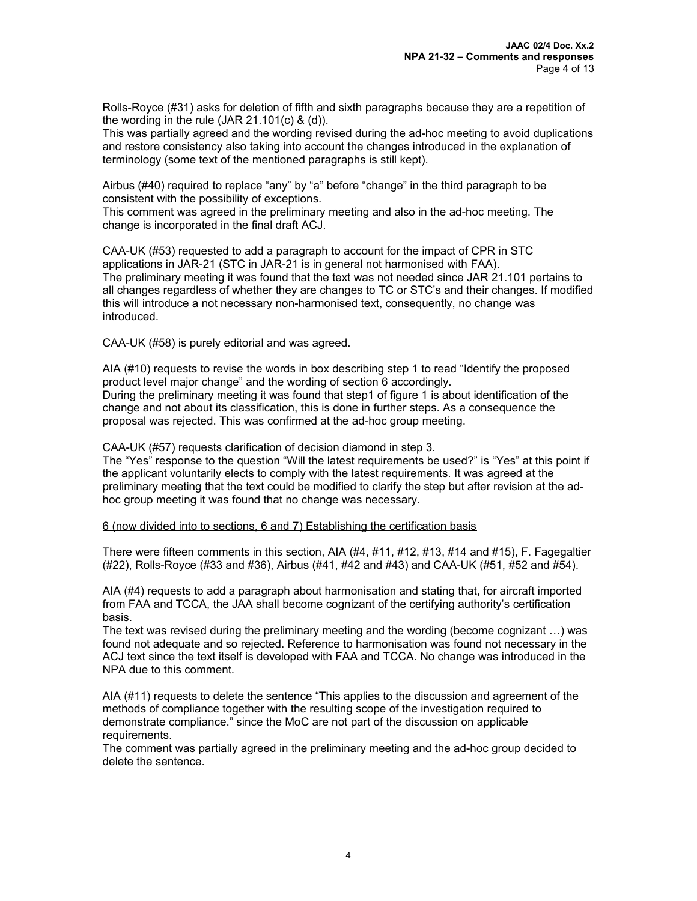Rolls-Royce (#31) asks for deletion of fifth and sixth paragraphs because they are a repetition of the wording in the rule (JAR 21.101(c) & (d)).
This was partially agreed and the wording revised during the ad-hoc meeting to avoid duplications and restore consistency also taking into account the changes introduced in the explanation of terminology (some text of the mentioned paragraphs is still kept).

Airbus (#40) required to replace "any" by "a" before "change" in the third paragraph to be consistent with the possibility of exceptions.
This comment was agreed in the preliminary meeting and also in the ad-hoc meeting. The change is incorporated in the final draft ACJ.

CAA-UK (#53) requested to add a paragraph to account for the impact of CPR in STC applications in JAR-21 (STC in JAR-21 is in general not harmonised with FAA).
The preliminary meeting it was found that the text was not needed since JAR 21.101 pertains to all changes regardless of whether they are changes to TC or STC's and their changes. If modified this will introduce a not necessary non-harmonised text, consequently, no change was introduced.

CAA-UK (#58) is purely editorial and was agreed.

AIA (#10) requests to revise the words in box describing step 1 to read "Identify the proposed product level major change" and the wording of section 6 accordingly.
During the preliminary meeting it was found that step1 of figure 1 is about identification of the change and not about its classification, this is done in further steps. As a consequence the proposal was rejected. This was confirmed at the ad-hoc group meeting.

CAA-UK (#57) requests clarification of decision diamond in step 3.
The "Yes" response to the question "Will the latest requirements be used?" is "Yes" at this point if the applicant voluntarily elects to comply with the latest requirements. It was agreed at the preliminary meeting that the text could be modified to clarify the step but after revision at the ad-hoc group meeting it was found that no change was necessary.

<u>6 (now divided into to sections, 6 and 7) Establishing the certification basis</u>

There were fifteen comments in this section, AIA (#4, #11, #12, #13, #14 and #15), F. Fagegaltier (#22), Rolls-Royce (#33 and #36), Airbus (#41, #42 and #43) and CAA-UK (#51, #52 and #54).

AIA (#4) requests to add a paragraph about harmonisation and stating that, for aircraft imported from FAA and TCCA, the JAA shall become cognizant of the certifying authority's certification basis.
The text was revised during the preliminary meeting and the wording (become cognizant …) was found not adequate and so rejected. Reference to harmonisation was found not necessary in the ACJ text since the text itself is developed with FAA and TCCA. No change was introduced in the NPA due to this comment.

AIA (#11) requests to delete the sentence "This applies to the discussion and agreement of the methods of compliance together with the resulting scope of the investigation required to demonstrate compliance." since the MoC are not part of the discussion on applicable requirements.
The comment was partially agreed in the preliminary meeting and the ad-hoc group decided to delete the sentence.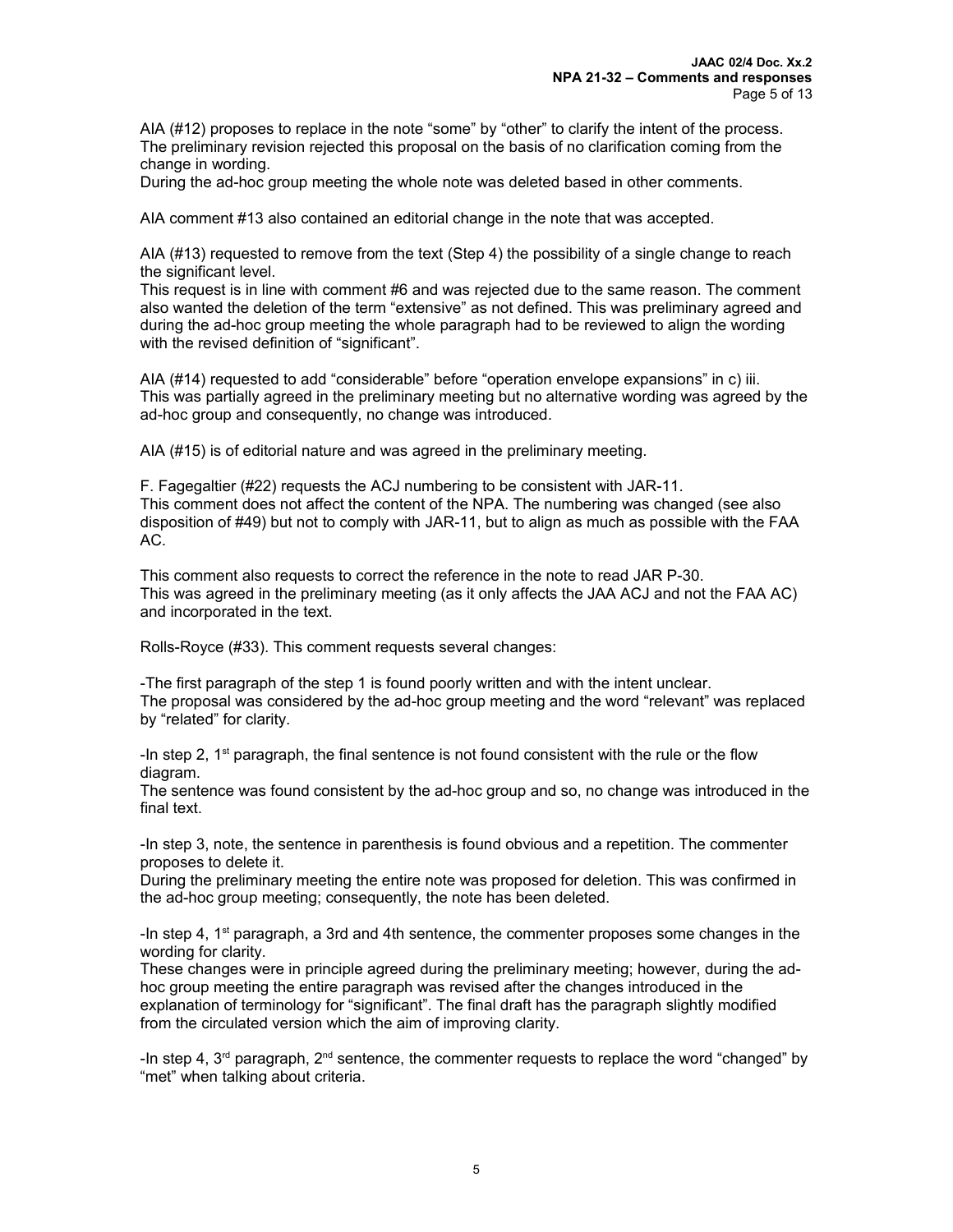AIA (#12) proposes to replace in the note "some" by "other" to clarify the intent of the process. The preliminary revision rejected this proposal on the basis of no clarification coming from the change in wording.
During the ad-hoc group meeting the whole note was deleted based in other comments.

AIA comment #13 also contained an editorial change in the note that was accepted.

AIA (#13) requested to remove from the text (Step 4) the possibility of a single change to reach the significant level.
This request is in line with comment #6 and was rejected due to the same reason. The comment also wanted the deletion of the term "extensive" as not defined. This was preliminary agreed and during the ad-hoc group meeting the whole paragraph had to be reviewed to align the wording with the revised definition of "significant".

AIA (#14) requested to add "considerable" before "operation envelope expansions" in c) iii. This was partially agreed in the preliminary meeting but no alternative wording was agreed by the ad-hoc group and consequently, no change was introduced.

AIA (#15) is of editorial nature and was agreed in the preliminary meeting.

F. Fagegaltier (#22) requests the ACJ numbering to be consistent with JAR-11.
This comment does not affect the content of the NPA. The numbering was changed (see also disposition of #49) but not to comply with JAR-11, but to align as much as possible with the FAA AC.

This comment also requests to correct the reference in the note to read JAR P-30.
This was agreed in the preliminary meeting (as it only affects the JAA ACJ and not the FAA AC) and incorporated in the text.

Rolls-Royce (#33). This comment requests several changes:

-The first paragraph of the step 1 is found poorly written and with the intent unclear.
The proposal was considered by the ad-hoc group meeting and the word "relevant" was replaced by "related" for clarity.

-In step 2, 1st paragraph, the final sentence is not found consistent with the rule or the flow diagram.
The sentence was found consistent by the ad-hoc group and so, no change was introduced in the final text.

-In step 3, note, the sentence in parenthesis is found obvious and a repetition. The commenter proposes to delete it.
During the preliminary meeting the entire note was proposed for deletion. This was confirmed in the ad-hoc group meeting; consequently, the note has been deleted.

-In step 4, 1st paragraph, a 3rd and 4th sentence, the commenter proposes some changes in the wording for clarity.
These changes were in principle agreed during the preliminary meeting; however, during the ad-hoc group meeting the entire paragraph was revised after the changes introduced in the explanation of terminology for "significant". The final draft has the paragraph slightly modified from the circulated version which the aim of improving clarity.

-In step 4, 3rd paragraph, 2nd sentence, the commenter requests to replace the word "changed" by "met" when talking about criteria.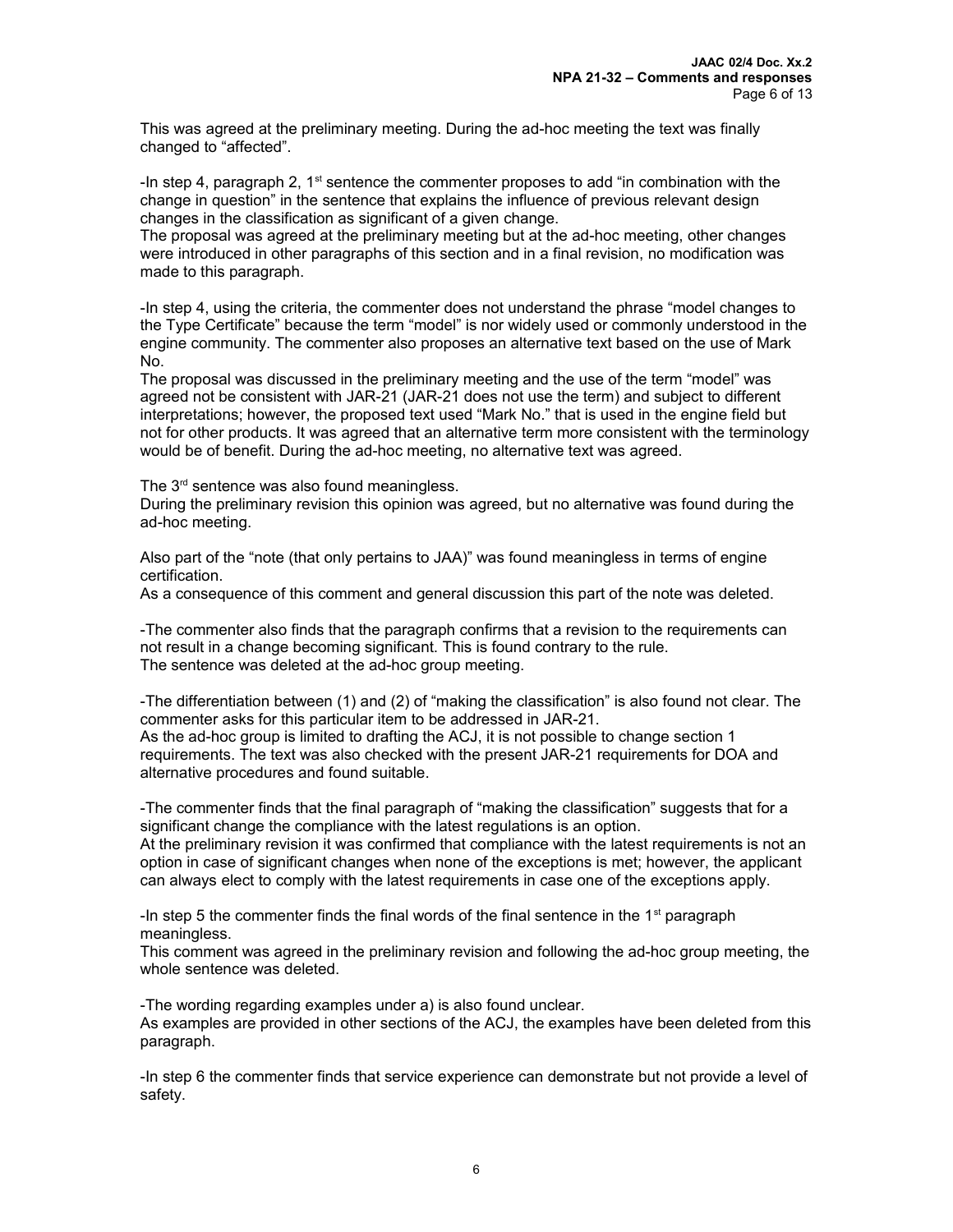This was agreed at the preliminary meeting. During the ad-hoc meeting the text was finally changed to "affected".

-In step 4, paragraph 2, 1st sentence the commenter proposes to add "in combination with the change in question" in the sentence that explains the influence of previous relevant design changes in the classification as significant of a given change.
The proposal was agreed at the preliminary meeting but at the ad-hoc meeting, other changes were introduced in other paragraphs of this section and in a final revision, no modification was made to this paragraph.

-In step 4, using the criteria, the commenter does not understand the phrase "model changes to the Type Certificate" because the term "model" is nor widely used or commonly understood in the engine community. The commenter also proposes an alternative text based on the use of Mark No.
The proposal was discussed in the preliminary meeting and the use of the term "model" was agreed not be consistent with JAR-21 (JAR-21 does not use the term) and subject to different interpretations; however, the proposed text used "Mark No." that is used in the engine field but not for other products. It was agreed that an alternative term more consistent with the terminology would be of benefit. During the ad-hoc meeting, no alternative text was agreed.

The 3rd sentence was also found meaningless.
During the preliminary revision this opinion was agreed, but no alternative was found during the ad-hoc meeting.

Also part of the "note (that only pertains to JAA)" was found meaningless in terms of engine certification.
As a consequence of this comment and general discussion this part of the note was deleted.

-The commenter also finds that the paragraph confirms that a revision to the requirements can not result in a change becoming significant. This is found contrary to the rule.
The sentence was deleted at the ad-hoc group meeting.

-The differentiation between (1) and (2) of "making the classification" is also found not clear. The commenter asks for this particular item to be addressed in JAR-21.
As the ad-hoc group is limited to drafting the ACJ, it is not possible to change section 1 requirements. The text was also checked with the present JAR-21 requirements for DOA and alternative procedures and found suitable.

-The commenter finds that the final paragraph of "making the classification" suggests that for a significant change the compliance with the latest regulations is an option.
At the preliminary revision it was confirmed that compliance with the latest requirements is not an option in case of significant changes when none of the exceptions is met; however, the applicant can always elect to comply with the latest requirements in case one of the exceptions apply.

-In step 5 the commenter finds the final words of the final sentence in the 1st paragraph meaningless.
This comment was agreed in the preliminary revision and following the ad-hoc group meeting, the whole sentence was deleted.

-The wording regarding examples under a) is also found unclear.
As examples are provided in other sections of the ACJ, the examples have been deleted from this paragraph.

-In step 6 the commenter finds that service experience can demonstrate but not provide a level of safety.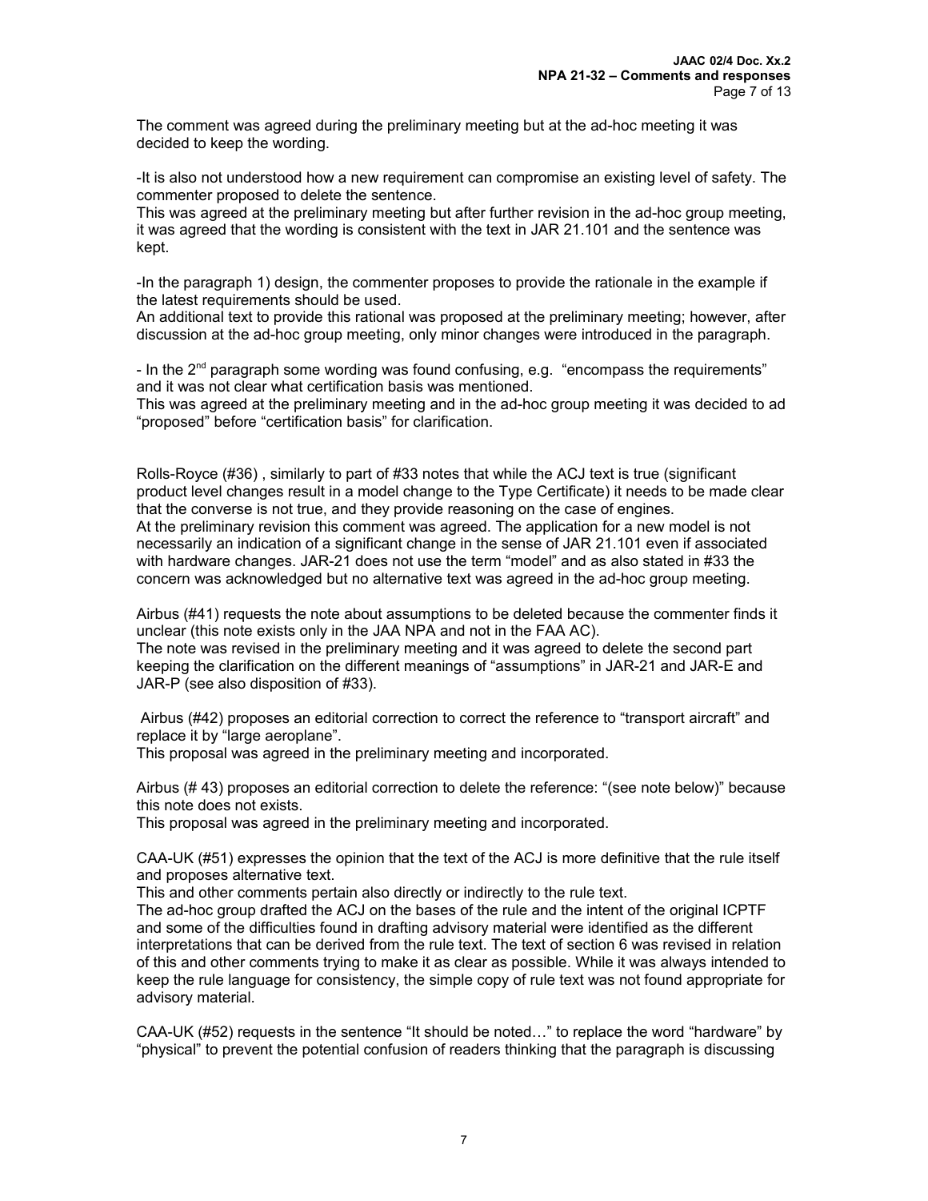The comment was agreed during the preliminary meeting but at the ad-hoc meeting it was decided to keep the wording.

-It is also not understood how a new requirement can compromise an existing level of safety. The commenter proposed to delete the sentence.
This was agreed at the preliminary meeting but after further revision in the ad-hoc group meeting, it was agreed that the wording is consistent with the text in JAR 21.101 and the sentence was kept.

-In the paragraph 1) design, the commenter proposes to provide the rationale in the example if the latest requirements should be used.
An additional text to provide this rational was proposed at the preliminary meeting; however, after discussion at the ad-hoc group meeting, only minor changes were introduced in the paragraph.

- In the 2nd paragraph some wording was found confusing, e.g. "encompass the requirements" and it was not clear what certification basis was mentioned.
This was agreed at the preliminary meeting and in the ad-hoc group meeting it was decided to ad "proposed" before "certification basis" for clarification.

Rolls-Royce (#36) , similarly to part of #33 notes that while the ACJ text is true (significant product level changes result in a model change to the Type Certificate) it needs to be made clear that the converse is not true, and they provide reasoning on the case of engines.
At the preliminary revision this comment was agreed. The application for a new model is not necessarily an indication of a significant change in the sense of JAR 21.101 even if associated with hardware changes. JAR-21 does not use the term "model" and as also stated in #33 the concern was acknowledged but no alternative text was agreed in the ad-hoc group meeting.

Airbus (#41) requests the note about assumptions to be deleted because the commenter finds it unclear (this note exists only in the JAA NPA and not in the FAA AC).
The note was revised in the preliminary meeting and it was agreed to delete the second part keeping the clarification on the different meanings of "assumptions" in JAR-21 and JAR-E and JAR-P (see also disposition of #33).

Airbus (#42) proposes an editorial correction to correct the reference to "transport aircraft" and replace it by "large aeroplane".
This proposal was agreed in the preliminary meeting and incorporated.

Airbus (# 43) proposes an editorial correction to delete the reference: "(see note below)" because this note does not exists.
This proposal was agreed in the preliminary meeting and incorporated.

CAA-UK (#51) expresses the opinion that the text of the ACJ is more definitive that the rule itself and proposes alternative text.
This and other comments pertain also directly or indirectly to the rule text.
The ad-hoc group drafted the ACJ on the bases of the rule and the intent of the original ICPTF and some of the difficulties found in drafting advisory material were identified as the different interpretations that can be derived from the rule text. The text of section 6 was revised in relation of this and other comments trying to make it as clear as possible. While it was always intended to keep the rule language for consistency, the simple copy of rule text was not found appropriate for advisory material.

CAA-UK (#52) requests in the sentence "It should be noted…" to replace the word "hardware" by "physical" to prevent the potential confusion of readers thinking that the paragraph is discussing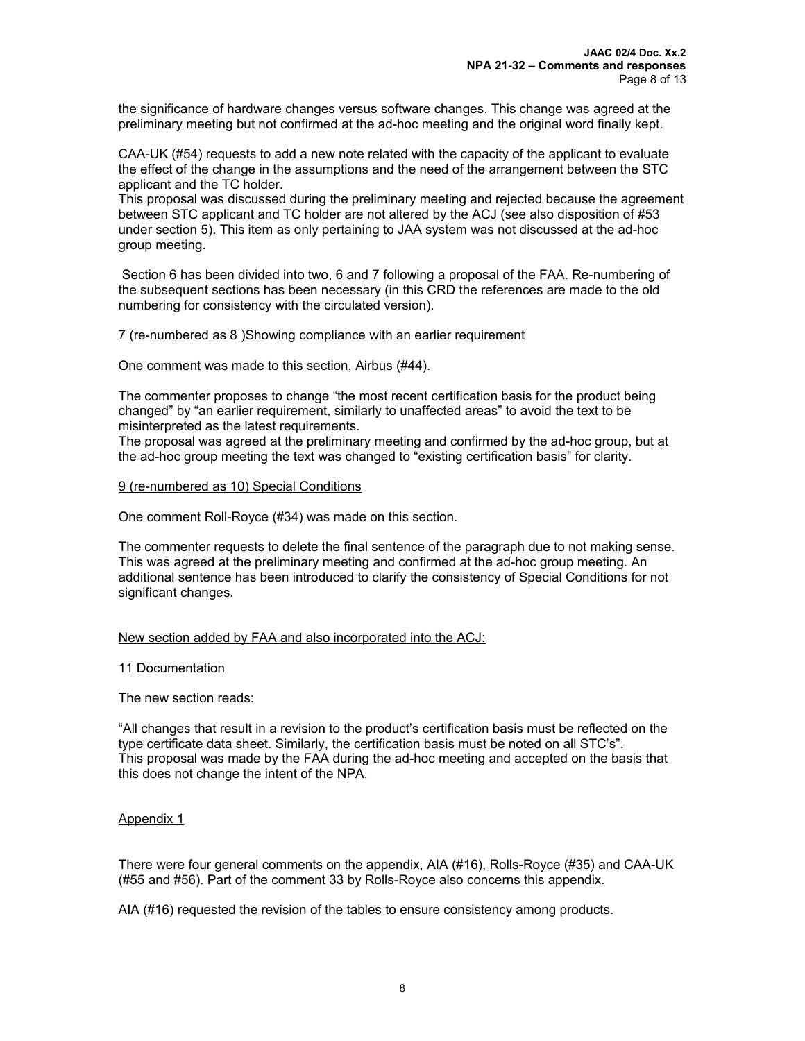the significance of hardware changes versus software changes. This change was agreed at the preliminary meeting but not confirmed at the ad-hoc meeting and the original word finally kept.

CAA-UK (#54) requests to add a new note related with the capacity of the applicant to evaluate the effect of the change in the assumptions and the need of the arrangement between the STC applicant and the TC holder.
This proposal was discussed during the preliminary meeting and rejected because the agreement between STC applicant and TC holder are not altered by the ACJ (see also disposition of #53 under section 5). This item as only pertaining to JAA system was not discussed at the ad-hoc group meeting.

Section 6 has been divided into two, 6 and 7 following a proposal of the FAA. Re-numbering of the subsequent sections has been necessary (in this CRD the references are made to the old numbering for consistency with the circulated version).

<u>7 (re-numbered as 8 )Showing compliance with an earlier requirement</u>

One comment was made to this section, Airbus (#44).

The commenter proposes to change "the most recent certification basis for the product being changed" by "an earlier requirement, similarly to unaffected areas" to avoid the text to be misinterpreted as the latest requirements.
The proposal was agreed at the preliminary meeting and confirmed by the ad-hoc group, but at the ad-hoc group meeting the text was changed to "existing certification basis" for clarity.

<u>9 (re-numbered as 10) Special Conditions</u>

One comment Roll-Royce (#34) was made on this section.

The commenter requests to delete the final sentence of the paragraph due to not making sense. This was agreed at the preliminary meeting and confirmed at the ad-hoc group meeting. An additional sentence has been introduced to clarify the consistency of Special Conditions for not significant changes.

<u>New section added by FAA and also incorporated into the ACJ:</u>

11 Documentation

The new section reads:

"All changes that result in a revision to the product's certification basis must be reflected on the type certificate data sheet. Similarly, the certification basis must be noted on all STC's".
This proposal was made by the FAA during the ad-hoc meeting and accepted on the basis that this does not change the intent of the NPA.

<u>Appendix 1</u>

There were four general comments on the appendix, AIA (#16), Rolls-Royce (#35) and CAA-UK (#55 and #56). Part of the comment 33 by Rolls-Royce also concerns this appendix.

AIA (#16) requested the revision of the tables to ensure consistency among products.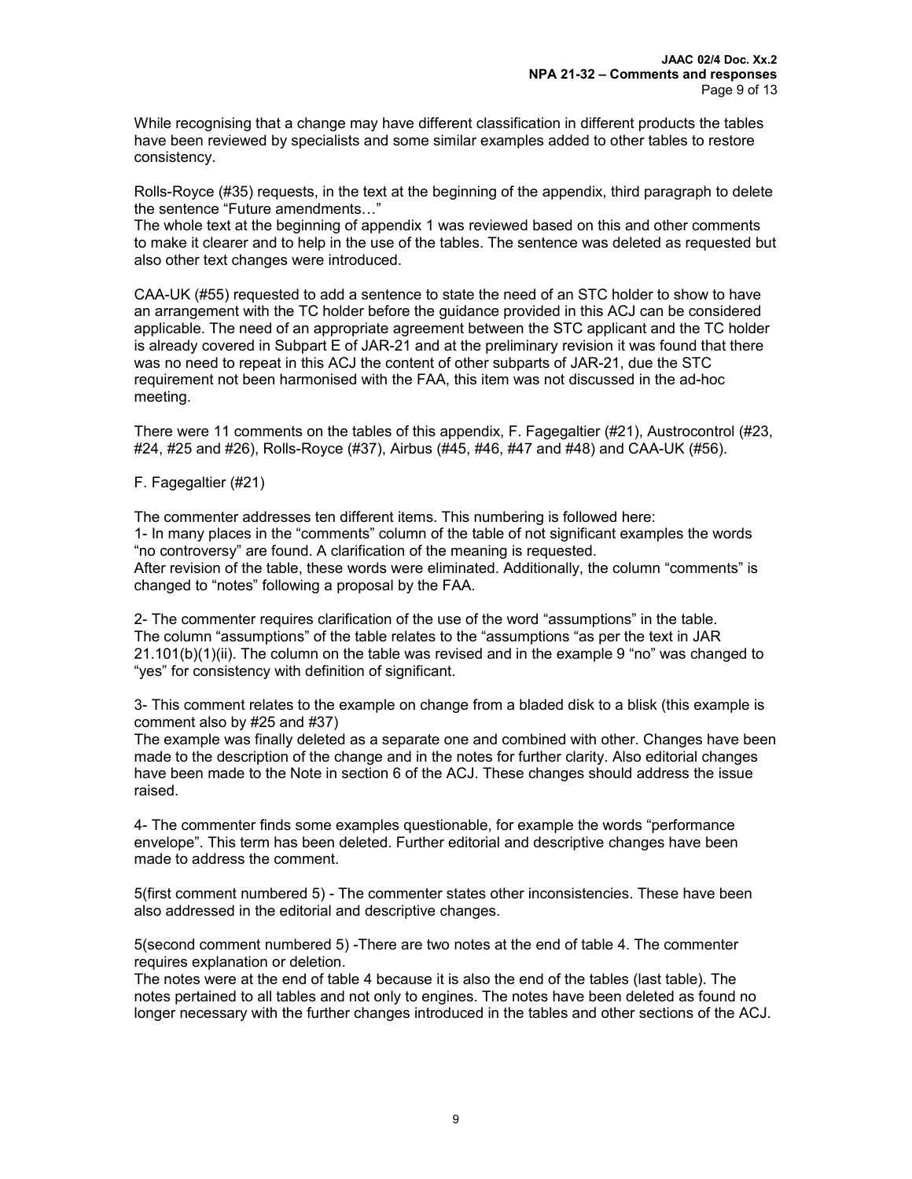While recognising that a change may have different classification in different products the tables have been reviewed by specialists and some similar examples added to other tables to restore consistency.

Rolls-Royce (#35) requests, in the text at the beginning of the appendix, third paragraph to delete the sentence "Future amendments…"
The whole text at the beginning of appendix 1 was reviewed based on this and other comments to make it clearer and to help in the use of the tables. The sentence was deleted as requested but also other text changes were introduced.

CAA-UK (#55) requested to add a sentence to state the need of an STC holder to show to have an arrangement with the TC holder before the guidance provided in this ACJ can be considered applicable. The need of an appropriate agreement between the STC applicant and the TC holder is already covered in Subpart E of JAR-21 and at the preliminary revision it was found that there was no need to repeat in this ACJ the content of other subparts of JAR-21, due the STC requirement not been harmonised with the FAA, this item was not discussed in the ad-hoc meeting.

There were 11 comments on the tables of this appendix, F. Fagegaltier (#21), Austrocontrol (#23, #24, #25 and #26), Rolls-Royce (#37), Airbus (#45, #46, #47 and #48) and CAA-UK (#56).

F. Fagegaltier (#21)

The commenter addresses ten different items. This numbering is followed here:
1- In many places in the "comments" column of the table of not significant examples the words "no controversy" are found. A clarification of the meaning is requested.
After revision of the table, these words were eliminated. Additionally, the column "comments" is changed to "notes" following a proposal by the FAA.

2- The commenter requires clarification of the use of the word "assumptions" in the table.
The column "assumptions" of the table relates to the "assumptions "as per the text in JAR 21.101(b)(1)(ii). The column on the table was revised and in the example 9 "no" was changed to "yes" for consistency with definition of significant.

3- This comment relates to the example on change from a bladed disk to a blisk (this example is comment also by #25 and #37)
The example was finally deleted as a separate one and combined with other. Changes have been made to the description of the change and in the notes for further clarity. Also editorial changes have been made to the Note in section 6 of the ACJ. These changes should address the issue raised.

4- The commenter finds some examples questionable, for example the words "performance envelope". This term has been deleted. Further editorial and descriptive changes have been made to address the comment.

5(first comment numbered 5) - The commenter states other inconsistencies. These have been also addressed in the editorial and descriptive changes.

5(second comment numbered 5) -There are two notes at the end of table 4. The commenter requires explanation or deletion.
The notes were at the end of table 4 because it is also the end of the tables (last table). The notes pertained to all tables and not only to engines. The notes have been deleted as found no longer necessary with the further changes introduced in the tables and other sections of the ACJ.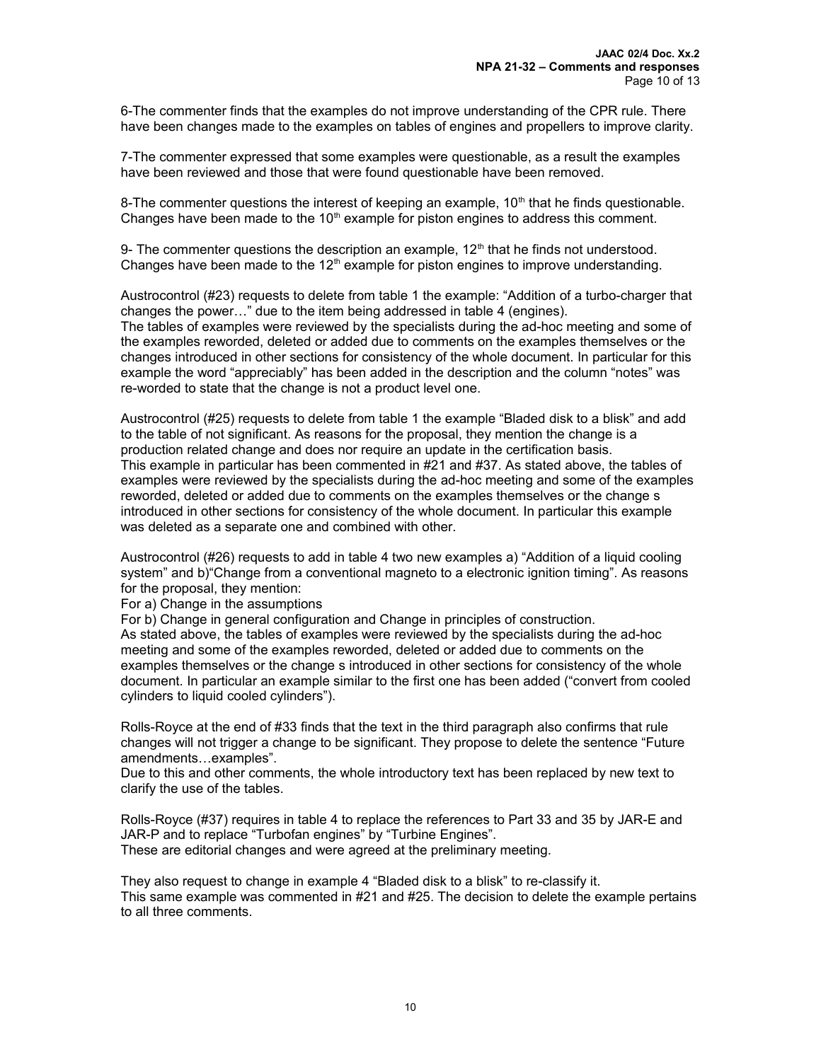6-The commenter finds that the examples do not improve understanding of the CPR rule. There have been changes made to the examples on tables of engines and propellers to improve clarity.

7-The commenter expressed that some examples were questionable, as a result the examples have been reviewed and those that were found questionable have been removed.

8-The commenter questions the interest of keeping an example, 10th that he finds questionable. Changes have been made to the 10th example for piston engines to address this comment.

9- The commenter questions the description an example, 12th that he finds not understood. Changes have been made to the 12th example for piston engines to improve understanding.

Austrocontrol (#23) requests to delete from table 1 the example: "Addition of a turbo-charger that changes the power…" due to the item being addressed in table 4 (engines).
The tables of examples were reviewed by the specialists during the ad-hoc meeting and some of the examples reworded, deleted or added due to comments on the examples themselves or the changes introduced in other sections for consistency of the whole document. In particular for this example the word "appreciably" has been added in the description and the column "notes" was re-worded to state that the change is not a product level one.

Austrocontrol (#25) requests to delete from table 1 the example "Bladed disk to a blisk" and add to the table of not significant. As reasons for the proposal, they mention the change is a production related change and does nor require an update in the certification basis.
This example in particular has been commented in #21 and #37. As stated above, the tables of examples were reviewed by the specialists during the ad-hoc meeting and some of the examples reworded, deleted or added due to comments on the examples themselves or the change s introduced in other sections for consistency of the whole document. In particular this example was deleted as a separate one and combined with other.

Austrocontrol (#26) requests to add in table 4 two new examples a) "Addition of a liquid cooling system" and b)"Change from a conventional magneto to a electronic ignition timing". As reasons for the proposal, they mention:
For a) Change in the assumptions
For b) Change in general configuration and Change in principles of construction.
As stated above, the tables of examples were reviewed by the specialists during the ad-hoc meeting and some of the examples reworded, deleted or added due to comments on the examples themselves or the change s introduced in other sections for consistency of the whole document. In particular an example similar to the first one has been added ("convert from cooled cylinders to liquid cooled cylinders").

Rolls-Royce at the end of #33 finds that the text in the third paragraph also confirms that rule changes will not trigger a change to be significant. They propose to delete the sentence "Future amendments…examples".
Due to this and other comments, the whole introductory text has been replaced by new text to clarify the use of the tables.

Rolls-Royce (#37) requires in table 4 to replace the references to Part 33 and 35 by JAR-E and JAR-P and to replace "Turbofan engines" by "Turbine Engines".
These are editorial changes and were agreed at the preliminary meeting.

They also request to change in example 4 "Bladed disk to a blisk" to re-classify it.
This same example was commented in #21 and #25. The decision to delete the example pertains to all three comments.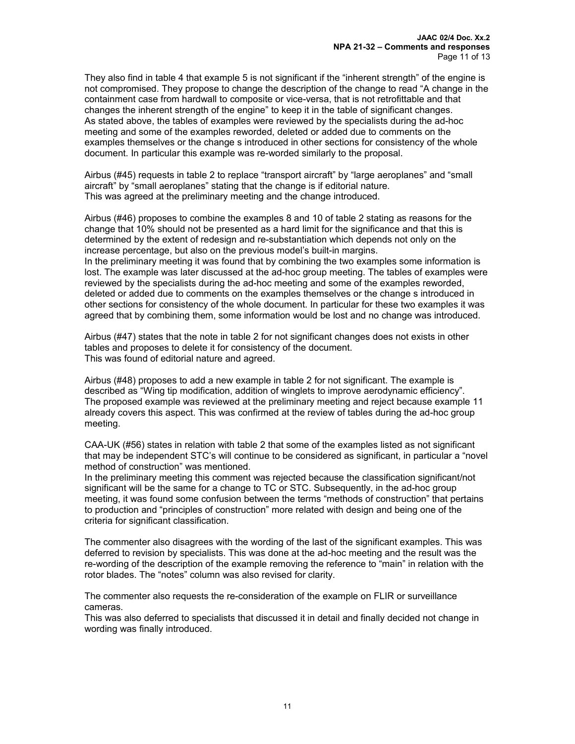They also find in table 4 that example 5 is not significant if the "inherent strength" of the engine is not compromised. They propose to change the description of the change to read "A change in the containment case from hardwall to composite or vice-versa, that is not retrofittable and that changes the inherent strength of the engine" to keep it in the table of significant changes.
As stated above, the tables of examples were reviewed by the specialists during the ad-hoc meeting and some of the examples reworded, deleted or added due to comments on the examples themselves or the change s introduced in other sections for consistency of the whole document. In particular this example was re-worded similarly to the proposal.

Airbus (#45) requests in table 2 to replace "transport aircraft" by "large aeroplanes" and "small aircraft" by "small aeroplanes" stating that the change is if editorial nature.
This was agreed at the preliminary meeting and the change introduced.

Airbus (#46) proposes to combine the examples 8 and 10 of table 2 stating as reasons for the change that 10% should not be presented as a hard limit for the significance and that this is determined by the extent of redesign and re-substantiation which depends not only on the increase percentage, but also on the previous model's built-in margins.
In the preliminary meeting it was found that by combining the two examples some information is lost. The example was later discussed at the ad-hoc group meeting. The tables of examples were reviewed by the specialists during the ad-hoc meeting and some of the examples reworded, deleted or added due to comments on the examples themselves or the change s introduced in other sections for consistency of the whole document. In particular for these two examples it was agreed that by combining them, some information would be lost and no change was introduced.

Airbus (#47) states that the note in table 2 for not significant changes does not exists in other tables and proposes to delete it for consistency of the document.
This was found of editorial nature and agreed.

Airbus (#48) proposes to add a new example in table 2 for not significant. The example is described as "Wing tip modification, addition of winglets to improve aerodynamic efficiency".
The proposed example was reviewed at the preliminary meeting and reject because example 11 already covers this aspect. This was confirmed at the review of tables during the ad-hoc group meeting.

CAA-UK (#56) states in relation with table 2 that some of the examples listed as not significant that may be independent STC's will continue to be considered as significant, in particular a "novel method of construction" was mentioned.
In the preliminary meeting this comment was rejected because the classification significant/not significant will be the same for a change to TC or STC. Subsequently, in the ad-hoc group meeting, it was found some confusion between the terms "methods of construction" that pertains to production and "principles of construction" more related with design and being one of the criteria for significant classification.

The commenter also disagrees with the wording of the last of the significant examples. This was deferred to revision by specialists. This was done at the ad-hoc meeting and the result was the re-wording of the description of the example removing the reference to "main" in relation with the rotor blades. The "notes" column was also revised for clarity.

The commenter also requests the re-consideration of the example on FLIR or surveillance cameras.
This was also deferred to specialists that discussed it in detail and finally decided not change in wording was finally introduced.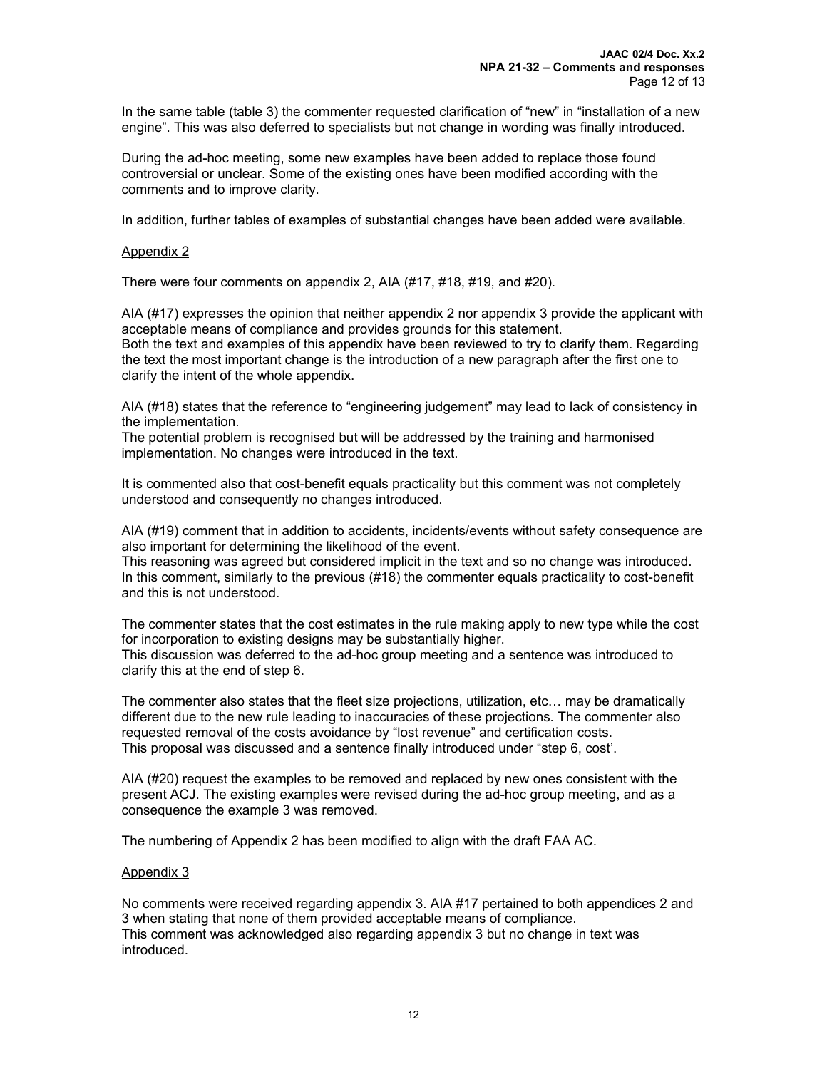In the same table (table 3) the commenter requested clarification of "new" in "installation of a new engine". This was also deferred to specialists but not change in wording was finally introduced.

During the ad-hoc meeting, some new examples have been added to replace those found controversial or unclear. Some of the existing ones have been modified according with the comments and to improve clarity.

In addition, further tables of examples of substantial changes have been added were available.

Appendix 2

There were four comments on appendix 2, AIA (#17, #18, #19, and #20).

AIA (#17) expresses the opinion that neither appendix 2 nor appendix 3 provide the applicant with acceptable means of compliance and provides grounds for this statement.
Both the text and examples of this appendix have been reviewed to try to clarify them. Regarding the text the most important change is the introduction of a new paragraph after the first one to clarify the intent of the whole appendix.

AIA (#18) states that the reference to "engineering judgement" may lead to lack of consistency in the implementation.
The potential problem is recognised but will be addressed by the training and harmonised implementation. No changes were introduced in the text.

It is commented also that cost-benefit equals practicality but this comment was not completely understood and consequently no changes introduced.

AIA (#19) comment that in addition to accidents, incidents/events without safety consequence are also important for determining the likelihood of the event.
This reasoning was agreed but considered implicit in the text and so no change was introduced. In this comment, similarly to the previous (#18) the commenter equals practicality to cost-benefit and this is not understood.

The commenter states that the cost estimates in the rule making apply to new type while the cost for incorporation to existing designs may be substantially higher.
This discussion was deferred to the ad-hoc group meeting and a sentence was introduced to clarify this at the end of step 6.

The commenter also states that the fleet size projections, utilization, etc… may be dramatically different due to the new rule leading to inaccuracies of these projections. The commenter also requested removal of the costs avoidance by "lost revenue" and certification costs.
This proposal was discussed and a sentence finally introduced under "step 6, cost'.

AIA (#20) request the examples to be removed and replaced by new ones consistent with the present ACJ. The existing examples were revised during the ad-hoc group meeting, and as a consequence the example 3 was removed.

The numbering of Appendix 2 has been modified to align with the draft FAA AC.

Appendix 3

No comments were received regarding appendix 3. AIA #17 pertained to both appendices 2 and 3 when stating that none of them provided acceptable means of compliance.
This comment was acknowledged also regarding appendix 3 but no change in text was introduced.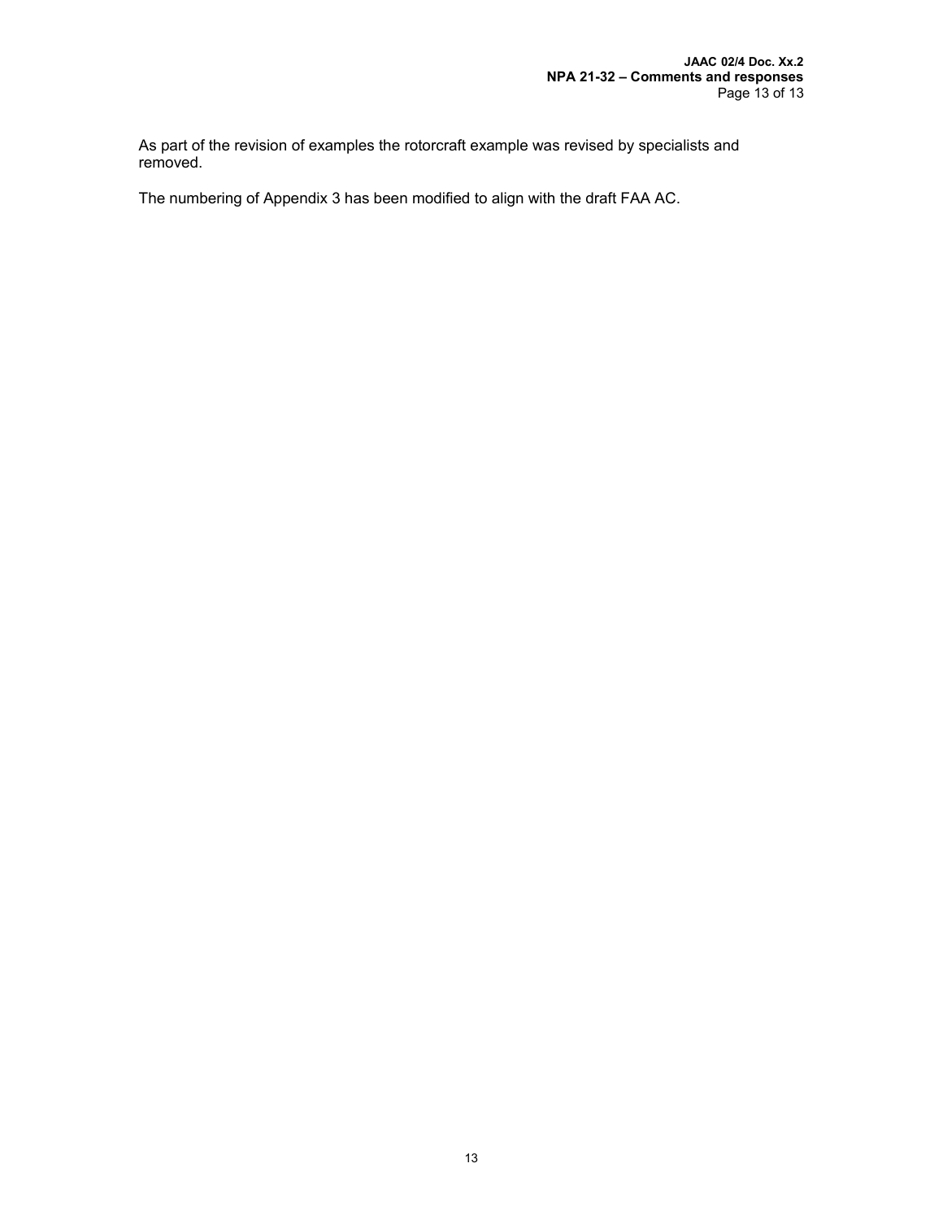As part of the revision of examples the rotorcraft example was revised by specialists and removed.

The numbering of Appendix 3 has been modified to align with the draft FAA AC.